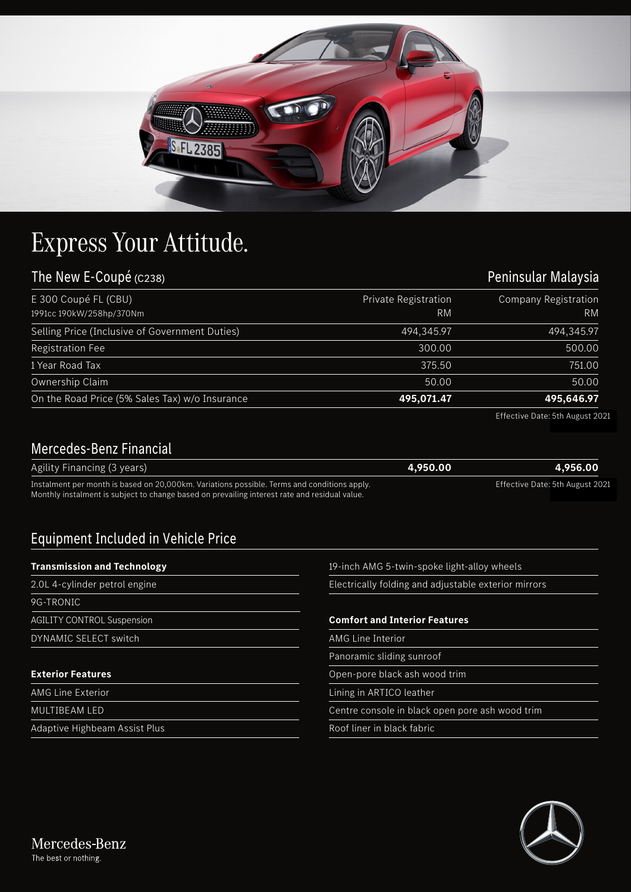# Express Your Attitude.

## The New E-Coupé (C238)

**Peninsular Malaysia**

| E 300 Coupé FL (CBU)<br>1991cc 190kW/258hp/370Nm | Private Registration<br>RM | Company Registration<br>RM |
|---|---|---|
| Selling Price (Inclusive of Government Duties) | 494,345.97 | 494,345.97 |
| Registration Fee | 300.00 | 500.00 |
| 1 Year Road Tax | 375.50 | 751.00 |
| Ownership Claim | 50.00 | 50.00 |
| On the Road Price (5% Sales Tax) w/o Insurance | **495,071.47** | **495,646.97** |

Effective Date: 5th August 2021

## Mercedes-Benz Financial

| | | |
|---|---|---|
| Agility Financing (3 years) | **4,950.00** | **4,956.00** |

Instalment per month is based on 20,000km. Variations possible. Terms and conditions apply.
Monthly instalment is subject to change based on prevailing interest rate and residual value.

Effective Date: 5th August 2021

## Equipment Included in Vehicle Price

**Transmission and Technology**

- 2.0L 4-cylinder petrol engine
- 9G-TRONIC
- AGILITY CONTROL Suspension
- DYNAMIC SELECT switch

**Exterior Features**

- AMG Line Exterior
- MULTIBEAM LED
- Adaptive Highbeam Assist Plus
- 19-inch AMG 5-twin-spoke light-alloy wheels
- Electrically folding and adjustable exterior mirrors

**Comfort and Interior Features**

- AMG Line Interior
- Panoramic sliding sunroof
- Open-pore black ash wood trim
- Lining in ARTICO leather
- Centre console in black open pore ash wood trim
- Roof liner in black fabric

Mercedes-Benz
The best or nothing.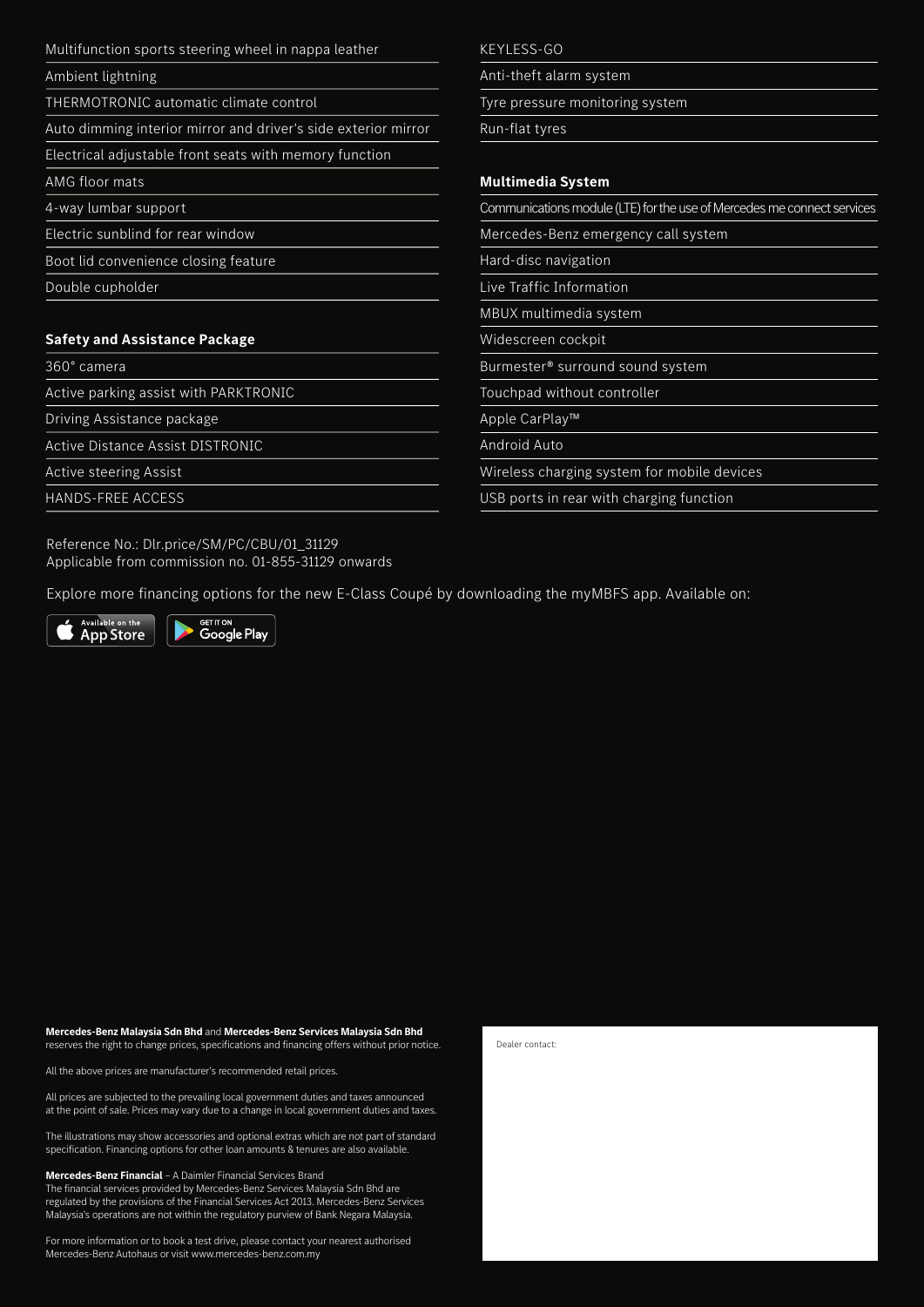Multifunction sports steering wheel in nappa leather

Ambient lightning

THERMOTRONIC automatic climate control

Auto dimming interior mirror and driver's side exterior mirror

Electrical adjustable front seats with memory function

AMG floor mats

4-way lumbar support

Electric sunblind for rear window

Boot lid convenience closing feature

Double cupholder

**Safety and Assistance Package**

360° camera

Active parking assist with PARKTRONIC

Driving Assistance package

Active Distance Assist DISTRONIC

Active steering Assist

HANDS-FREE ACCESS

KEYLESS-GO

Anti-theft alarm system

Tyre pressure monitoring system

Run-flat tyres

**Multimedia System**

Communications module (LTE) for the use of Mercedes me connect services

Mercedes-Benz emergency call system

Hard-disc navigation

Live Traffic Information

MBUX multimedia system

Widescreen cockpit

Burmester® surround sound system

Touchpad without controller

Apple CarPlay™

Android Auto

Wireless charging system for mobile devices

USB ports in rear with charging function

Reference No.: Dlr.price/SM/PC/CBU/01_31129
Applicable from commission no. 01-855-31129 onwards

Explore more financing options for the new E-Class Coupé by downloading the myMBFS app. Available on:

Available on the App Store | GET IT ON Google Play

**Mercedes-Benz Malaysia Sdn Bhd** and **Mercedes-Benz Services Malaysia Sdn Bhd** reserves the right to change prices, specifications and financing offers without prior notice.

All the above prices are manufacturer's recommended retail prices.

All prices are subjected to the prevailing local government duties and taxes announced at the point of sale. Prices may vary due to a change in local government duties and taxes.

The illustrations may show accessories and optional extras which are not part of standard specification. Financing options for other loan amounts & tenures are also available.

**Mercedes-Benz Financial** – A Daimler Financial Services Brand
The financial services provided by Mercedes-Benz Services Malaysia Sdn Bhd are regulated by the provisions of the Financial Services Act 2013. Mercedes-Benz Services Malaysia's operations are not within the regulatory purview of Bank Negara Malaysia.

For more information or to book a test drive, please contact your nearest authorised Mercedes-Benz Autohaus or visit www.mercedes-benz.com.my

Dealer contact: